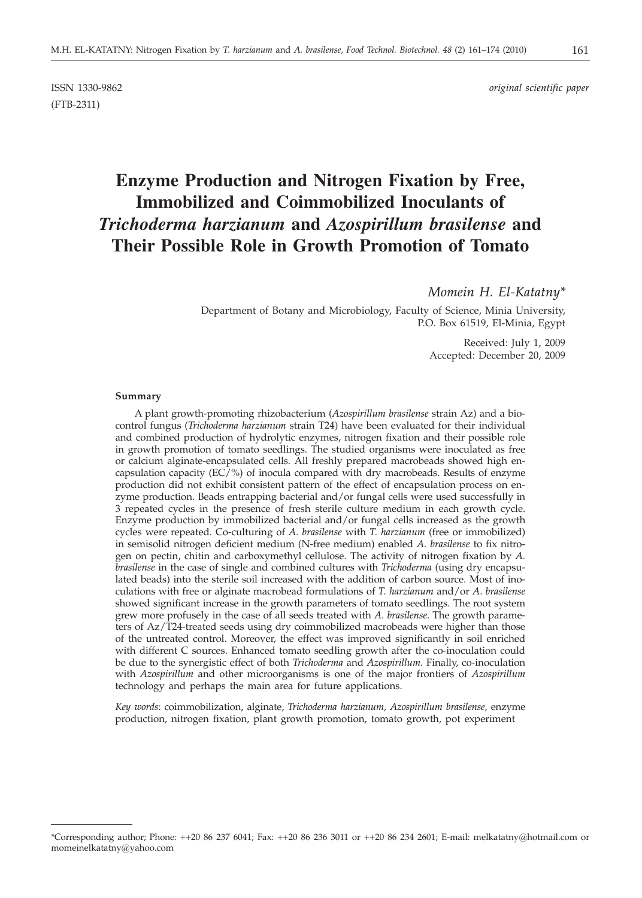ISSN 1330-9862 *original scientific paper*
(FTB-2311)

# Enzyme Production and Nitrogen Fixation by Free, Immobilized and Coimmobilized Inoculants of *Trichoderma harzianum* and *Azospirillum brasilense* and Their Possible Role in Growth Promotion of Tomato

*Momein H. El-Katatny**

Department of Botany and Microbiology, Faculty of Science, Minia University, P.O. Box 61519, El-Minia, Egypt

Received: July 1, 2009
Accepted: December 20, 2009

### Summary

A plant growth-promoting rhizobacterium (*Azospirillum brasilense* strain Az) and a biocontrol fungus (*Trichoderma harzianum* strain T24) have been evaluated for their individual and combined production of hydrolytic enzymes, nitrogen fixation and their possible role in growth promotion of tomato seedlings. The studied organisms were inoculated as free or calcium alginate-encapsulated cells. All freshly prepared macrobeads showed high encapsulation capacity (EC/%) of inocula compared with dry macrobeads. Results of enzyme production did not exhibit consistent pattern of the effect of encapsulation process on enzyme production. Beads entrapping bacterial and/or fungal cells were used successfully in 3 repeated cycles in the presence of fresh sterile culture medium in each growth cycle. Enzyme production by immobilized bacterial and/or fungal cells increased as the growth cycles were repeated. Co-culturing of *A. brasilense* with *T. harzianum* (free or immobilized) in semisolid nitrogen deficient medium (N-free medium) enabled *A. brasilense* to fix nitrogen on pectin, chitin and carboxymethyl cellulose. The activity of nitrogen fixation by *A. brasilense* in the case of single and combined cultures with *Trichoderma* (using dry encapsulated beads) into the sterile soil increased with the addition of carbon source. Most of inoculations with free or alginate macrobead formulations of *T. harzianum* and/or *A. brasilense* showed significant increase in the growth parameters of tomato seedlings. The root system grew more profusely in the case of all seeds treated with *A. brasilense*. The growth parameters of Az/T24-treated seeds using dry coimmobilized macrobeads were higher than those of the untreated control. Moreover, the effect was improved significantly in soil enriched with different C sources. Enhanced tomato seedling growth after the co-inoculation could be due to the synergistic effect of both *Trichoderma* and *Azospirillum*. Finally, co-inoculation with *Azospirillum* and other microorganisms is one of the major frontiers of *Azospirillum* technology and perhaps the main area for future applications.

*Key words*: coimmobilization, alginate, *Trichoderma harzianum*, *Azospirillum brasilense*, enzyme production, nitrogen fixation, plant growth promotion, tomato growth, pot experiment

---

*Corresponding author; Phone: ++20 86 237 6041; Fax: ++20 86 236 3011 or ++20 86 234 2601; E-mail: melkatatny@hotmail.com or momeinelkatatny@yahoo.com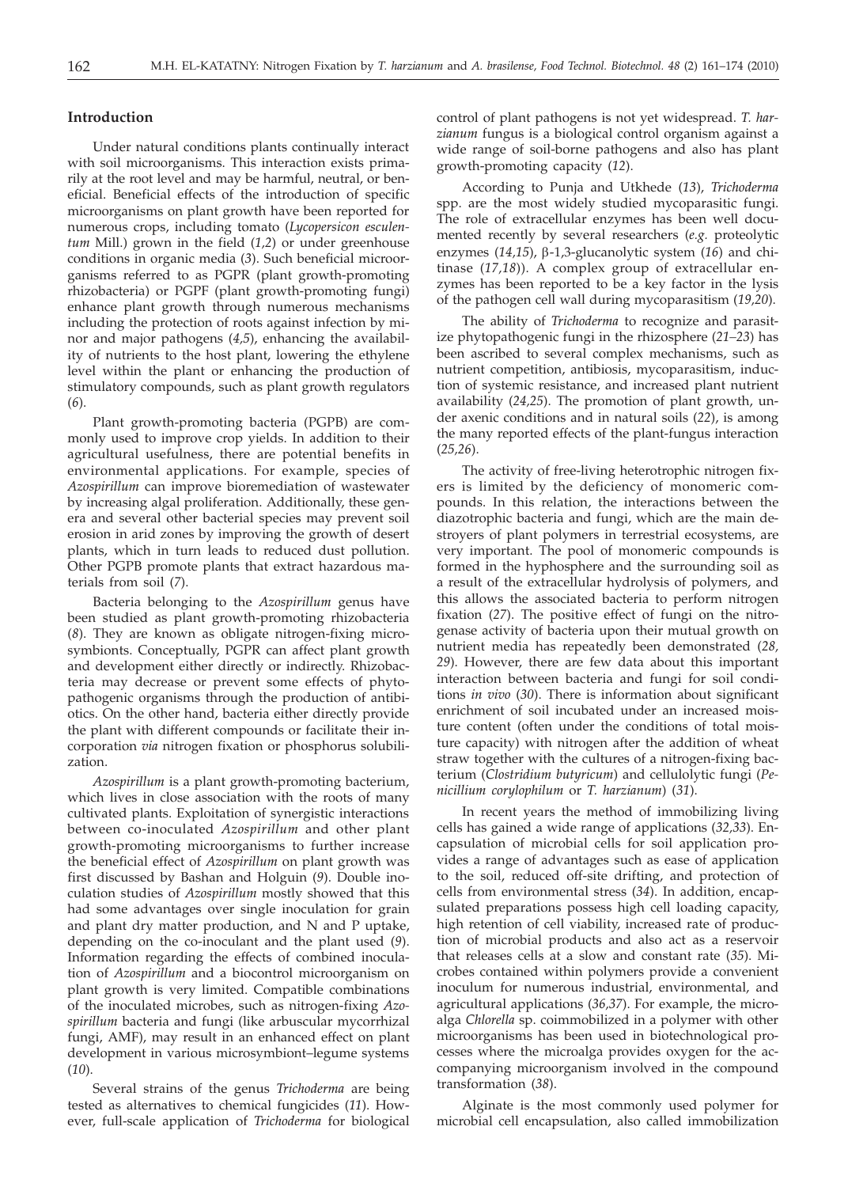## Introduction

Under natural conditions plants continually interact with soil microorganisms. This interaction exists primarily at the root level and may be harmful, neutral, or beneficial. Beneficial effects of the introduction of specific microorganisms on plant growth have been reported for numerous crops, including tomato (*Lycopersicon esculentum* Mill.) grown in the field (*1,2*) or under greenhouse conditions in organic media (*3*). Such beneficial microorganisms referred to as PGPR (plant growth-promoting rhizobacteria) or PGPF (plant growth-promoting fungi) enhance plant growth through numerous mechanisms including the protection of roots against infection by minor and major pathogens (*4,5*), enhancing the availability of nutrients to the host plant, lowering the ethylene level within the plant or enhancing the production of stimulatory compounds, such as plant growth regulators (*6*).

Plant growth-promoting bacteria (PGPB) are commonly used to improve crop yields. In addition to their agricultural usefulness, there are potential benefits in environmental applications. For example, species of *Azospirillum* can improve bioremediation of wastewater by increasing algal proliferation. Additionally, these genera and several other bacterial species may prevent soil erosion in arid zones by improving the growth of desert plants, which in turn leads to reduced dust pollution. Other PGPB promote plants that extract hazardous materials from soil (*7*).

Bacteria belonging to the *Azospirillum* genus have been studied as plant growth-promoting rhizobacteria (*8*). They are known as obligate nitrogen-fixing microsymbionts. Conceptually, PGPR can affect plant growth and development either directly or indirectly. Rhizobacteria may decrease or prevent some effects of phytopathogenic organisms through the production of antibiotics. On the other hand, bacteria either directly provide the plant with different compounds or facilitate their incorporation *via* nitrogen fixation or phosphorus solubilization.

*Azospirillum* is a plant growth-promoting bacterium, which lives in close association with the roots of many cultivated plants. Exploitation of synergistic interactions between co-inoculated *Azospirillum* and other plant growth-promoting microorganisms to further increase the beneficial effect of *Azospirillum* on plant growth was first discussed by Bashan and Holguin (*9*). Double inoculation studies of *Azospirillum* mostly showed that this had some advantages over single inoculation for grain and plant dry matter production, and N and P uptake, depending on the co-inoculant and the plant used (*9*). Information regarding the effects of combined inoculation of *Azospirillum* and a biocontrol microorganism on plant growth is very limited. Compatible combinations of the inoculated microbes, such as nitrogen-fixing *Azospirillum* bacteria and fungi (like arbuscular mycorrhizal fungi, AMF), may result in an enhanced effect on plant development in various microsymbiont–legume systems (*10*).

Several strains of the genus *Trichoderma* are being tested as alternatives to chemical fungicides (*11*). However, full-scale application of *Trichoderma* for biological control of plant pathogens is not yet widespread. *T. harzianum* fungus is a biological control organism against a wide range of soil-borne pathogens and also has plant growth-promoting capacity (*12*).

According to Punja and Utkhede (*13*), *Trichoderma* spp. are the most widely studied mycoparasitic fungi. The role of extracellular enzymes has been well documented recently by several researchers (*e.g.* proteolytic enzymes (*14,15*), β-1,3-glucanolytic system (*16*) and chitinase (*17,18*)). A complex group of extracellular enzymes has been reported to be a key factor in the lysis of the pathogen cell wall during mycoparasitism (*19,20*).

The ability of *Trichoderma* to recognize and parasitize phytopathogenic fungi in the rhizosphere (*21–23*) has been ascribed to several complex mechanisms, such as nutrient competition, antibiosis, mycoparasitism, induction of systemic resistance, and increased plant nutrient availability (*24,25*). The promotion of plant growth, under axenic conditions and in natural soils (*22*), is among the many reported effects of the plant-fungus interaction (*25,26*).

The activity of free-living heterotrophic nitrogen fixers is limited by the deficiency of monomeric compounds. In this relation, the interactions between the diazotrophic bacteria and fungi, which are the main destroyers of plant polymers in terrestrial ecosystems, are very important. The pool of monomeric compounds is formed in the hyphosphere and the surrounding soil as a result of the extracellular hydrolysis of polymers, and this allows the associated bacteria to perform nitrogen fixation (*27*). The positive effect of fungi on the nitrogenase activity of bacteria upon their mutual growth on nutrient media has repeatedly been demonstrated (*28, 29*). However, there are few data about this important interaction between bacteria and fungi for soil conditions *in vivo* (*30*). There is information about significant enrichment of soil incubated under an increased moisture content (often under the conditions of total moisture capacity) with nitrogen after the addition of wheat straw together with the cultures of a nitrogen-fixing bacterium (*Clostridium butyricum*) and cellulolytic fungi (*Penicillium corylophilum* or *T. harzianum*) (*31*).

In recent years the method of immobilizing living cells has gained a wide range of applications (*32,33*). Encapsulation of microbial cells for soil application provides a range of advantages such as ease of application to the soil, reduced off-site drifting, and protection of cells from environmental stress (*34*). In addition, encapsulated preparations possess high cell loading capacity, high retention of cell viability, increased rate of production of microbial products and also act as a reservoir that releases cells at a slow and constant rate (*35*). Microbes contained within polymers provide a convenient inoculum for numerous industrial, environmental, and agricultural applications (*36,37*). For example, the microalga *Chlorella* sp. coimmobilized in a polymer with other microorganisms has been used in biotechnological processes where the microalga provides oxygen for the accompanying microorganism involved in the compound transformation (*38*).

Alginate is the most commonly used polymer for microbial cell encapsulation, also called immobilization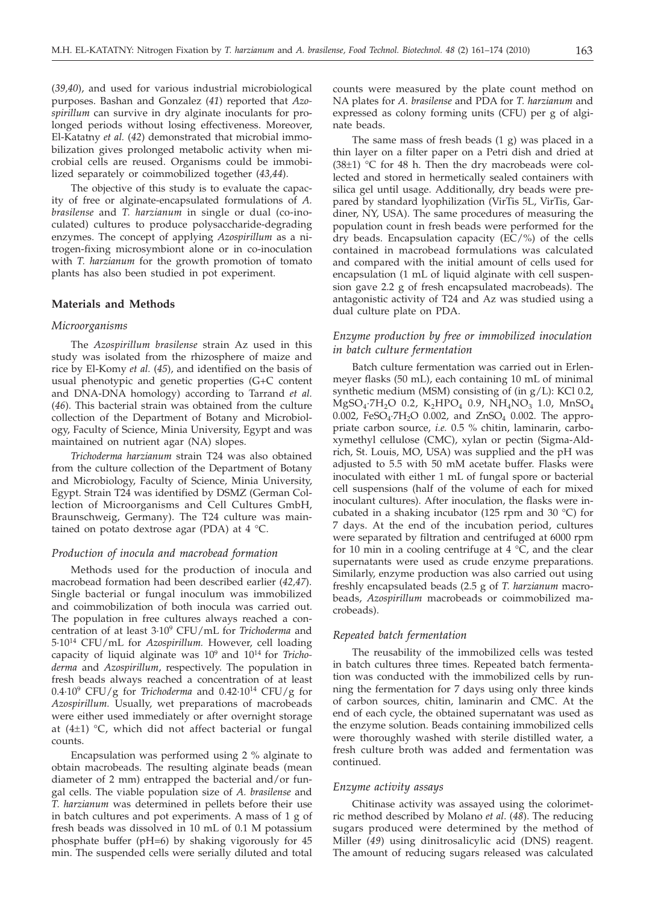(*39,40*), and used for various industrial microbiological purposes. Bashan and Gonzalez (*41*) reported that *Azospirillum* can survive in dry alginate inoculants for prolonged periods without losing effectiveness. Moreover, El-Katatny *et al.* (*42*) demonstrated that microbial immobilization gives prolonged metabolic activity when microbial cells are reused. Organisms could be immobilized separately or coimmobilized together (*43,44*).

The objective of this study is to evaluate the capacity of free or alginate-encapsulated formulations of *A. brasilense* and *T. harzianum* in single or dual (co-inoculated) cultures to produce polysaccharide-degrading enzymes. The concept of applying *Azospirillum* as a nitrogen-fixing microsymbiont alone or in co-inoculation with *T. harzianum* for the growth promotion of tomato plants has also been studied in pot experiment.

## Materials and Methods

### *Microorganisms*

The *Azospirillum brasilense* strain Az used in this study was isolated from the rhizosphere of maize and rice by El-Komy *et al.* (*45*), and identified on the basis of usual phenotypic and genetic properties (G+C content and DNA-DNA homology) according to Tarrand *et al.* (*46*). This bacterial strain was obtained from the culture collection of the Department of Botany and Microbiology, Faculty of Science, Minia University, Egypt and was maintained on nutrient agar (NA) slopes.

*Trichoderma harzianum* strain T24 was also obtained from the culture collection of the Department of Botany and Microbiology, Faculty of Science, Minia University, Egypt. Strain T24 was identified by DSMZ (German Collection of Microorganisms and Cell Cultures GmbH, Braunschweig, Germany). The T24 culture was maintained on potato dextrose agar (PDA) at 4 °C.

### *Production of inocula and macrobead formation*

Methods used for the production of inocula and macrobead formation had been described earlier (*42,47*). Single bacterial or fungal inoculum was immobilized and coimmobilization of both inocula was carried out. The population in free cultures always reached a concentration of at least $3\cdot10^9$ CFU/mL for *Trichoderma* and $5\cdot10^{14}$ CFU/mL for *Azospirillum.* However, cell loading capacity of liquid alginate was $10^9$ and $10^{14}$ for *Trichoderma* and *Azospirillum*, respectively. The population in fresh beads always reached a concentration of at least $0.4\cdot10^9$ CFU/g for *Trichoderma* and $0.42\cdot10^{14}$ CFU/g for *Azospirillum.* Usually, wet preparations of macrobeads were either used immediately or after overnight storage at (4±1) °C, which did not affect bacterial or fungal counts.

Encapsulation was performed using 2 % alginate to obtain macrobeads. The resulting alginate beads (mean diameter of 2 mm) entrapped the bacterial and/or fungal cells. The viable population size of *A. brasilense* and *T. harzianum* was determined in pellets before their use in batch cultures and pot experiments. A mass of 1 g of fresh beads was dissolved in 10 mL of 0.1 M potassium phosphate buffer (pH=6) by shaking vigorously for 45 min. The suspended cells were serially diluted and total counts were measured by the plate count method on NA plates for *A. brasilense* and PDA for *T. harzianum* and expressed as colony forming units (CFU) per g of alginate beads.

The same mass of fresh beads (1 g) was placed in a thin layer on a filter paper on a Petri dish and dried at (38±1) °C for 48 h. Then the dry macrobeads were collected and stored in hermetically sealed containers with silica gel until usage. Additionally, dry beads were prepared by standard lyophilization (VirTis 5L, VirTis, Gardiner, NY, USA). The same procedures of measuring the population count in fresh beads were performed for the dry beads. Encapsulation capacity (EC/%) of the cells contained in macrobead formulations was calculated and compared with the initial amount of cells used for encapsulation (1 mL of liquid alginate with cell suspension gave 2.2 g of fresh encapsulated macrobeads). The antagonistic activity of T24 and Az was studied using a dual culture plate on PDA.

### *Enzyme production by free or immobilized inoculation in batch culture fermentation*

Batch culture fermentation was carried out in Erlenmeyer flasks (50 mL), each containing 10 mL of minimal synthetic medium (MSM) consisting of (in g/L): KCl 0.2, $MgSO_4\cdot7H_2O$ 0.2, $K_2HPO_4$ 0.9, $NH_4NO_3$ 1.0, $MnSO_4$ 0.002, $FeSO_4\cdot7H_2O$ 0.002, and $ZnSO_4$ 0.002. The appropriate carbon source, *i.e.* 0.5 % chitin, laminarin, carboxymethyl cellulose (CMC), xylan or pectin (Sigma-Aldrich, St. Louis, MO, USA) was supplied and the pH was adjusted to 5.5 with 50 mM acetate buffer. Flasks were inoculated with either 1 mL of fungal spore or bacterial cell suspensions (half of the volume of each for mixed inoculant cultures). After inoculation, the flasks were incubated in a shaking incubator (125 rpm and 30 °C) for 7 days. At the end of the incubation period, cultures were separated by filtration and centrifuged at 6000 rpm for 10 min in a cooling centrifuge at 4 °C, and the clear supernatants were used as crude enzyme preparations. Similarly, enzyme production was also carried out using freshly encapsulated beads (2.5 g of *T. harzianum* macrobeads, *Azospirillum* macrobeads or coimmobilized macrobeads).

### *Repeated batch fermentation*

The reusability of the immobilized cells was tested in batch cultures three times. Repeated batch fermentation was conducted with the immobilized cells by running the fermentation for 7 days using only three kinds of carbon sources, chitin, laminarin and CMC. At the end of each cycle, the obtained supernatant was used as the enzyme solution. Beads containing immobilized cells were thoroughly washed with sterile distilled water, a fresh culture broth was added and fermentation was continued.

### *Enzyme activity assays*

Chitinase activity was assayed using the colorimetric method described by Molano *et al*. (*48*). The reducing sugars produced were determined by the method of Miller (*49*) using dinitrosalicylic acid (DNS) reagent. The amount of reducing sugars released was calculated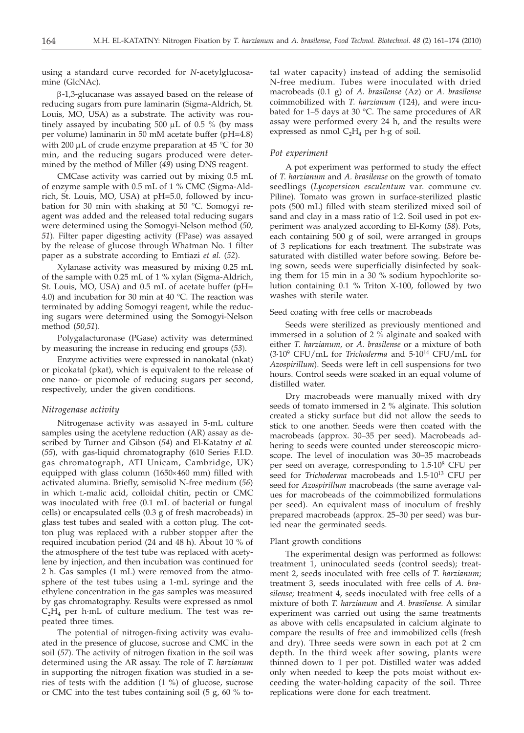using a standard curve recorded for *N*-acetylglucosamine (GlcNAc).

β-1,3-glucanase was assayed based on the release of reducing sugars from pure laminarin (Sigma-Aldrich, St. Louis, MO, USA) as a substrate. The activity was routinely assayed by incubating 500 μL of 0.5 % (by mass per volume) laminarin in 50 mM acetate buffer (pH=4.8) with 200 μL of crude enzyme preparation at 45 °C for 30 min, and the reducing sugars produced were determined by the method of Miller (*49*) using DNS reagent.

CMCase activity was carried out by mixing 0.5 mL of enzyme sample with 0.5 mL of 1 % CMC (Sigma-Aldrich, St. Louis, MO, USA) at pH=5.0, followed by incubation for 30 min with shaking at 50 °C. Somogyi reagent was added and the released total reducing sugars were determined using the Somogyi-Nelson method (*50, 51*). Filter paper digesting activity (FPase) was assayed by the release of glucose through Whatman No. 1 filter paper as a substrate according to Emtiazi *et al.* (*52*).

Xylanase activity was measured by mixing 0.25 mL of the sample with 0.25 mL of 1 % xylan (Sigma-Aldrich, St. Louis, MO, USA) and 0.5 mL of acetate buffer (pH=4.0) and incubation for 30 min at 40 °C. The reaction was terminated by adding Somogyi reagent, while the reducing sugars were determined using the Somogyi-Nelson method (*50,51*).

Polygalacturonase (PGase) activity was determined by measuring the increase in reducing end groups (*53*).

Enzyme activities were expressed in nanokatal (nkat) or picokatal (pkat), which is equivalent to the release of one nano- or picomole of reducing sugars per second, respectively, under the given conditions.

### *Nitrogenase activity*

Nitrogenase activity was assayed in 5-mL culture samples using the acetylene reduction (AR) assay as described by Turner and Gibson (*54*) and El-Katatny *et al.* (*55*), with gas-liquid chromatography (610 Series F.I.D. gas chromatograph, ATI Unicam, Cambridge, UK) equipped with glass column (1650×460 mm) filled with activated alumina. Briefly, semisolid N-free medium (*56*) in which L-malic acid, colloidal chitin, pectin or CMC was inoculated with free (0.1 mL of bacterial or fungal cells) or encapsulated cells (0.3 g of fresh macrobeads) in glass test tubes and sealed with a cotton plug. The cotton plug was replaced with a rubber stopper after the required incubation period (24 and 48 h). About 10 % of the atmosphere of the test tube was replaced with acetylene by injection, and then incubation was continued for 2 h. Gas samples (1 mL) were removed from the atmosphere of the test tubes using a 1-mL syringe and the ethylene concentration in the gas samples was measured by gas chromatography. Results were expressed as nmol $C_2H_4$ per h·mL of culture medium. The test was repeated three times.

The potential of nitrogen-fixing activity was evaluated in the presence of glucose, sucrose and CMC in the soil (*57*). The activity of nitrogen fixation in the soil was determined using the AR assay. The role of *T. harzianum* in supporting the nitrogen fixation was studied in a series of tests with the addition (1 %) of glucose, sucrose or CMC into the test tubes containing soil (5 g, 60 % total water capacity) instead of adding the semisolid N-free medium. Tubes were inoculated with dried macrobeads (0.1 g) of *A. brasilense* (Az) or *A. brasilense* coimmobilized with *T. harzianum* (T24), and were incubated for 1–5 days at 30 °C. The same procedures of AR assay were performed every 24 h, and the results were expressed as nmol $C_2H_4$ per h·g of soil.

### *Pot experiment*

A pot experiment was performed to study the effect of *T. harzianum* and *A. brasilense* on the growth of tomato seedlings (*Lycopersicon esculentum* var. commune cv. Piline). Tomato was grown in surface-sterilized plastic pots (500 mL) filled with steam sterilized mixed soil of sand and clay in a mass ratio of 1:2. Soil used in pot experiment was analyzed according to El-Komy (*58*). Pots, each containing 500 g of soil, were arranged in groups of 3 replications for each treatment. The substrate was saturated with distilled water before sowing. Before being sown, seeds were superficially disinfected by soaking them for 15 min in a 30 % sodium hypochlorite solution containing 0.1 % Triton X-100, followed by two washes with sterile water.

#### Seed coating with free cells or macrobeads

Seeds were sterilized as previously mentioned and immersed in a solution of 2 % alginate and soaked with either *T. harzianum*, or *A. brasilense* or a mixture of both ($3\cdot10^9$ CFU/mL for *Trichoderma* and $5\cdot10^{14}$ CFU/mL for *Azospirillum*). Seeds were left in cell suspensions for two hours. Control seeds were soaked in an equal volume of distilled water.

Dry macrobeads were manually mixed with dry seeds of tomato immersed in 2 % alginate. This solution created a sticky surface but did not allow the seeds to stick to one another. Seeds were then coated with the macrobeads (approx. 30–35 per seed). Macrobeads adhering to seeds were counted under stereoscopic microscope. The level of inoculation was 30–35 macrobeads per seed on average, corresponding to $1.5\cdot10^8$ CFU per seed for *Trichoderma* macrobeads and $1.5\cdot10^{13}$ CFU per seed for *Azospirillum* macrobeads (the same average values for macrobeads of the coimmobilized formulations per seed). An equivalent mass of inoculum of freshly prepared macrobeads (approx. 25–30 per seed) was buried near the germinated seeds.

#### Plant growth conditions

The experimental design was performed as follows: treatment 1, uninoculated seeds (control seeds); treatment 2, seeds inoculated with free cells of *T. harzianum*; treatment 3, seeds inoculated with free cells of *A. brasilense*; treatment 4, seeds inoculated with free cells of a mixture of both *T. harzianum* and *A. brasilense.* A similar experiment was carried out using the same treatments as above with cells encapsulated in calcium alginate to compare the results of free and immobilized cells (fresh and dry). Three seeds were sown in each pot at 2 cm depth. In the third week after sowing, plants were thinned down to 1 per pot. Distilled water was added only when needed to keep the pots moist without exceeding the water-holding capacity of the soil. Three replications were done for each treatment.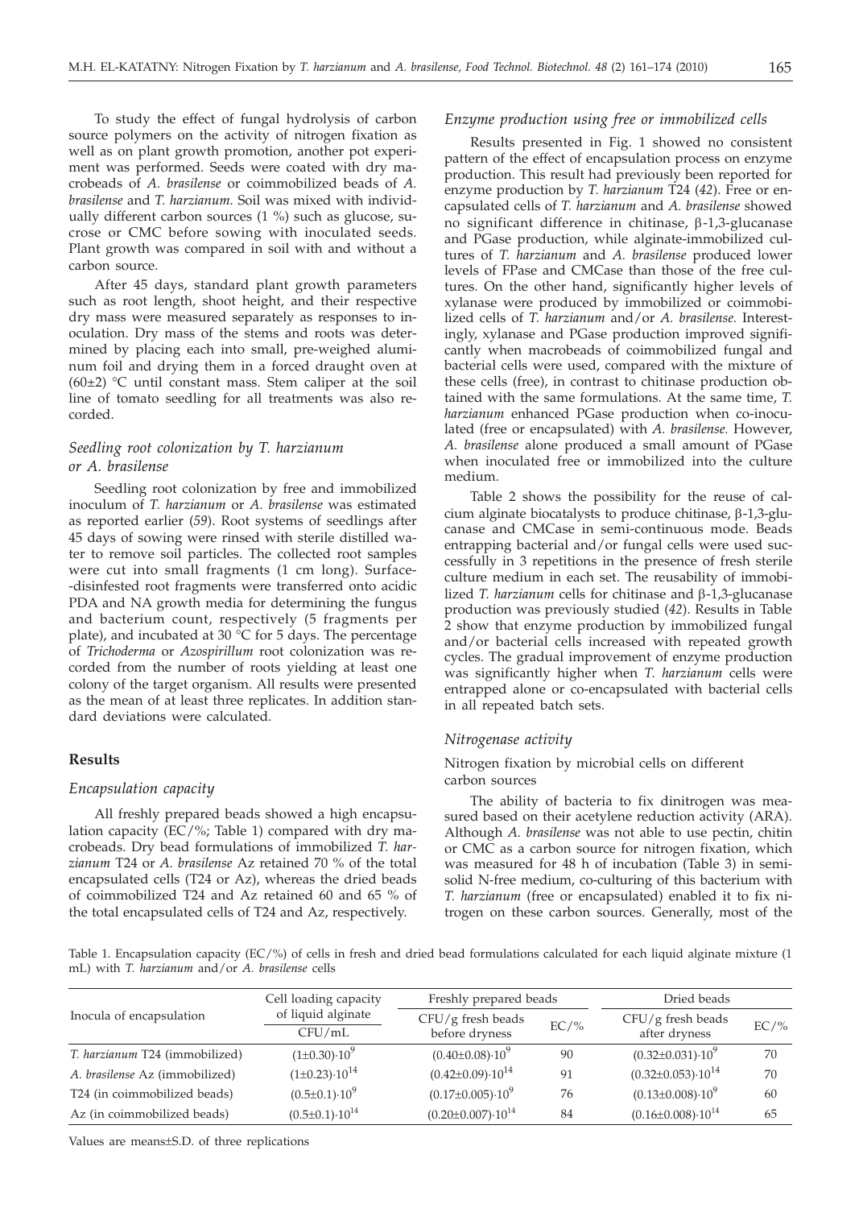To study the effect of fungal hydrolysis of carbon source polymers on the activity of nitrogen fixation as well as on plant growth promotion, another pot experiment was performed. Seeds were coated with dry macrobeads of *A. brasilense* or coimmobilized beads of *A. brasilense* and *T. harzianum.* Soil was mixed with individually different carbon sources (1 %) such as glucose, sucrose or CMC before sowing with inoculated seeds. Plant growth was compared in soil with and without a carbon source.

After 45 days, standard plant growth parameters such as root length, shoot height, and their respective dry mass were measured separately as responses to inoculation. Dry mass of the stems and roots was determined by placing each into small, pre-weighed aluminum foil and drying them in a forced draught oven at (60±2) °C until constant mass. Stem caliper at the soil line of tomato seedling for all treatments was also recorded.

### *Seedling root colonization by T. harzianum or A. brasilense*

Seedling root colonization by free and immobilized inoculum of *T. harzianum* or *A. brasilense* was estimated as reported earlier (*59*). Root systems of seedlings after 45 days of sowing were rinsed with sterile distilled water to remove soil particles. The collected root samples were cut into small fragments (1 cm long). Surface-disinfested root fragments were transferred onto acidic PDA and NA growth media for determining the fungus and bacterium count, respectively (5 fragments per plate), and incubated at 30 °C for 5 days. The percentage of *Trichoderma* or *Azospirillum* root colonization was recorded from the number of roots yielding at least one colony of the target organism. All results were presented as the mean of at least three replicates. In addition standard deviations were calculated.

## Results

### *Encapsulation capacity*

All freshly prepared beads showed a high encapsulation capacity (EC/%; Table 1) compared with dry macrobeads. Dry bead formulations of immobilized *T. harzianum* T24 or *A. brasilense* Az retained 70 % of the total encapsulated cells (T24 or Az), whereas the dried beads of coimmobilized T24 and Az retained 60 and 65 % of the total encapsulated cells of T24 and Az, respectively.

### *Enzyme production using free or immobilized cells*

Results presented in Fig. 1 showed no consistent pattern of the effect of encapsulation process on enzyme production. This result had previously been reported for enzyme production by *T. harzianum* T24 (*42*). Free or encapsulated cells of *T. harzianum* and *A. brasilense* showed no significant difference in chitinase, β-1,3-glucanase and PGase production, while alginate-immobilized cultures of *T. harzianum* and *A. brasilense* produced lower levels of FPase and CMCase than those of the free cultures. On the other hand, significantly higher levels of xylanase were produced by immobilized or coimmobilized cells of *T. harzianum* and/or *A. brasilense.* Interestingly, xylanase and PGase production improved significantly when macrobeads of coimmobilized fungal and bacterial cells were used, compared with the mixture of these cells (free), in contrast to chitinase production obtained with the same formulations. At the same time, *T. harzianum* enhanced PGase production when co-inoculated (free or encapsulated) with *A. brasilense.* However, *A. brasilense* alone produced a small amount of PGase when inoculated free or immobilized into the culture medium.

Table 2 shows the possibility for the reuse of calcium alginate biocatalysts to produce chitinase, β-1,3-glucanase and CMCase in semi-continuous mode. Beads entrapping bacterial and/or fungal cells were used successfully in 3 repetitions in the presence of fresh sterile culture medium in each set. The reusability of immobilized *T. harzianum* cells for chitinase and β-1,3-glucanase production was previously studied (*42*). Results in Table 2 show that enzyme production by immobilized fungal and/or bacterial cells increased with repeated growth cycles. The gradual improvement of enzyme production was significantly higher when *T. harzianum* cells were entrapped alone or co-encapsulated with bacterial cells in all repeated batch sets.

### *Nitrogenase activity*

Nitrogen fixation by microbial cells on different carbon sources

The ability of bacteria to fix dinitrogen was measured based on their acetylene reduction activity (ARA). Although *A. brasilense* was not able to use pectin, chitin or CMC as a carbon source for nitrogen fixation, which was measured for 48 h of incubation (Table 3) in semi-solid N-free medium, co-culturing of this bacterium with *T. harzianum* (free or encapsulated) enabled it to fix nitrogen on these carbon sources. Generally, most of the

Table 1. Encapsulation capacity (EC/%) of cells in fresh and dried bead formulations calculated for each liquid alginate mixture (1 mL) with *T. harzianum* and/or *A. brasilense* cells

| Inocula of encapsulation | Cell loading capacity of liquid alginate | Freshly prepared beads | | Dried beads | |
|---|---|---|---|---|---|
| | CFU/mL | CFU/g fresh beads before dryness | EC/% | CFU/g fresh beads after dryness | EC/% |
| *T. harzianum* T24 (immobilized) | $(1\pm0.30)\cdot10^{9}$ | $(0.40\pm0.08)\cdot10^{9}$ | 90 | $(0.32\pm0.031)\cdot10^{9}$ | 70 |
| *A. brasilense* Az (immobilized) | $(1\pm0.23)\cdot10^{14}$ | $(0.42\pm0.09)\cdot10^{14}$ | 91 | $(0.32\pm0.053)\cdot10^{14}$ | 70 |
| T24 (in coimmobilized beads) | $(0.5\pm0.1)\cdot10^{9}$ | $(0.17\pm0.005)\cdot10^{9}$ | 76 | $(0.13\pm0.008)\cdot10^{9}$ | 60 |
| Az (in coimmobilized beads) | $(0.5\pm0.1)\cdot10^{14}$ | $(0.20\pm0.007)\cdot10^{14}$ | 84 | $(0.16\pm0.008)\cdot10^{14}$ | 65 |

Values are means±S.D. of three replications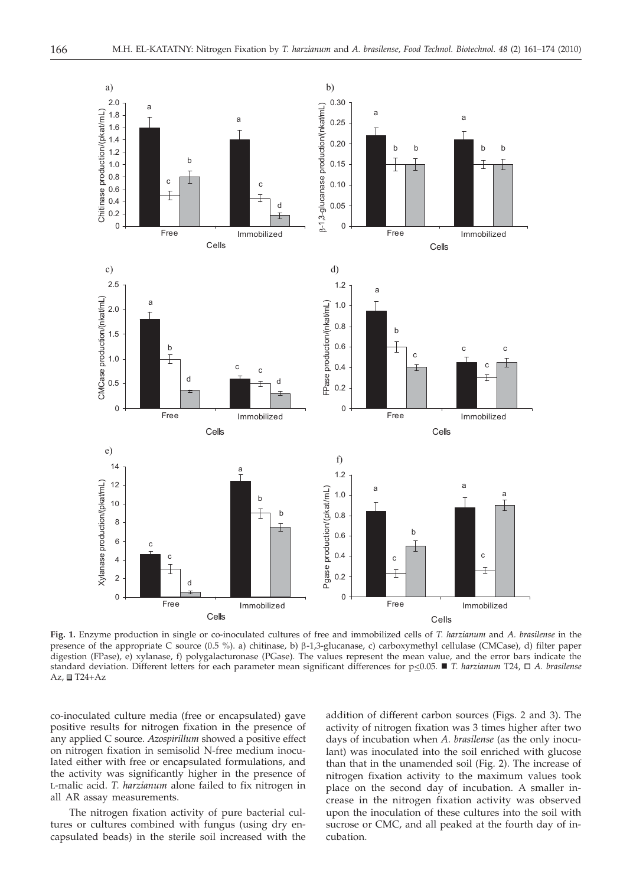**Fig. 1.** Enzyme production in single or co-inoculated cultures of free and immobilized cells of *T. harzianum* and *A. brasilense* in the presence of the appropriate C source (0.5 %). a) chitinase, b) β-1,3-glucanase, c) carboxymethyl cellulase (CMCase), d) filter paper digestion (FPase), e) xylanase, f) polygalacturonase (PGase). The values represent the mean value, and the error bars indicate the standard deviation. Different letters for each parameter mean significant differences for $p \leq 0.05$. ■ *T. harzianum* T24, □ *A. brasilense* Az, ▩ T24+Az

co-inoculated culture media (free or encapsulated) gave positive results for nitrogen fixation in the presence of any applied C source. *Azospirillum* showed a positive effect on nitrogen fixation in semisolid N-free medium inoculated either with free or encapsulated formulations, and the activity was significantly higher in the presence of L-malic acid. *T. harzianum* alone failed to fix nitrogen in all AR assay measurements.

The nitrogen fixation activity of pure bacterial cultures or cultures combined with fungus (using dry encapsulated beads) in the sterile soil increased with the addition of different carbon sources (Figs. 2 and 3). The activity of nitrogen fixation was 3 times higher after two days of incubation when *A. brasilense* (as the only inoculant) was inoculated into the soil enriched with glucose than that in the unamended soil (Fig. 2). The increase of nitrogen fixation activity to the maximum values took place on the second day of incubation. A smaller increase in the nitrogen fixation activity was observed upon the inoculation of these cultures into the soil with sucrose or CMC, and all peaked at the fourth day of incubation.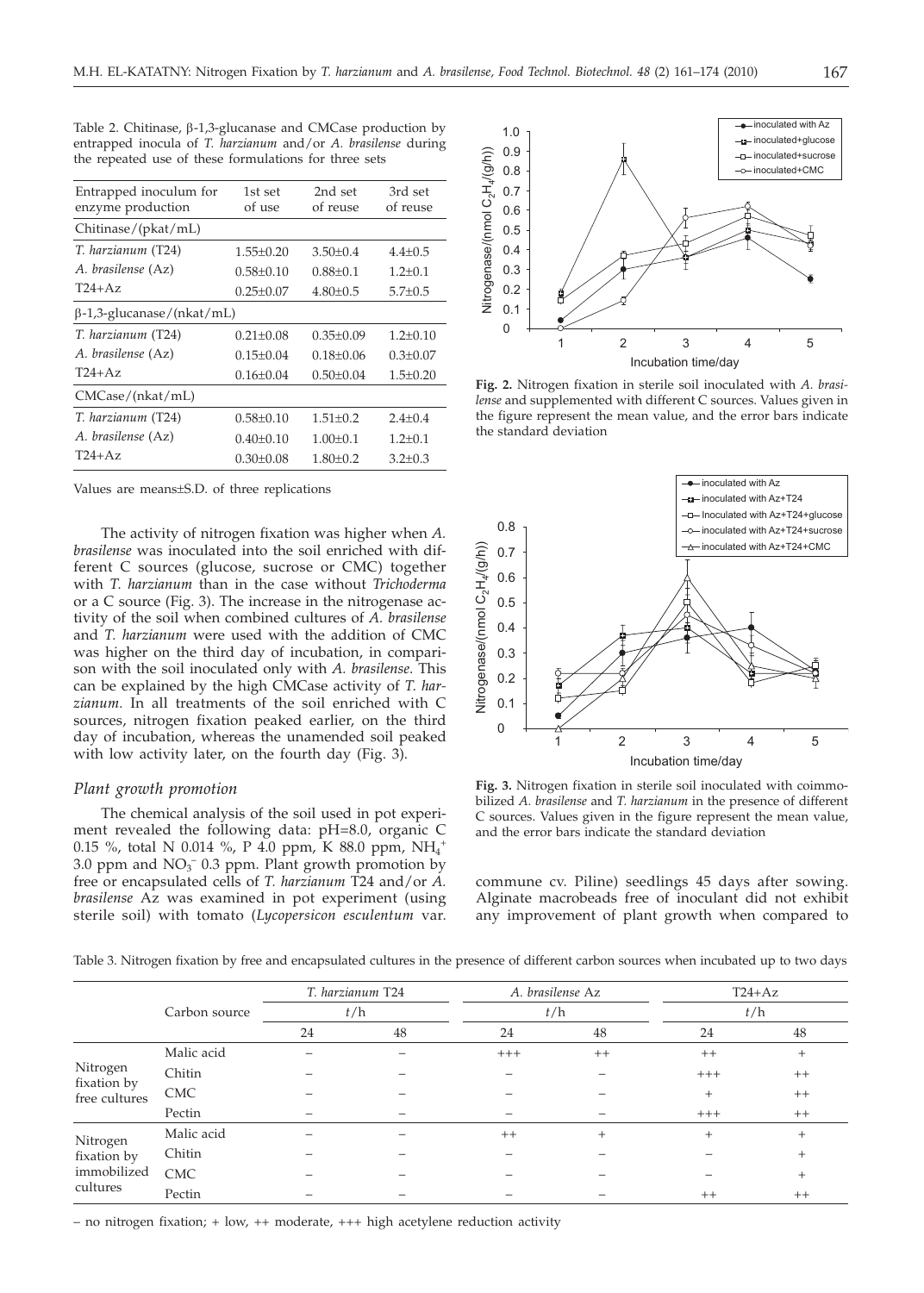Table 2. Chitinase, β-1,3-glucanase and CMCase production by entrapped inocula of *T. harzianum* and/or *A. brasilense* during the repeated use of these formulations for three sets

| Entrapped inoculum for enzyme production | 1st set of use | 2nd set of reuse | 3rd set of reuse |
|---|---|---|---|
| Chitinase/(pkat/mL) | | | |
| *T. harzianum* (T24) | 1.55±0.20 | 3.50±0.4 | 4.4±0.5 |
| *A. brasilense* (Az) | 0.58±0.10 | 0.88±0.1 | 1.2±0.1 |
| T24+Az | 0.25±0.07 | 4.80±0.5 | 5.7±0.5 |
| β-1,3-glucanase/(nkat/mL) | | | |
| *T. harzianum* (T24) | 0.21±0.08 | 0.35±0.09 | 1.2±0.10 |
| *A. brasilense* (Az) | 0.15±0.04 | 0.18±0.06 | 0.3±0.07 |
| T24+Az | 0.16±0.04 | 0.50±0.04 | 1.5±0.20 |
| CMCase/(nkat/mL) | | | |
| *T. harzianum* (T24) | 0.58±0.10 | 1.51±0.2 | 2.4±0.4 |
| *A. brasilense* (Az) | 0.40±0.10 | 1.00±0.1 | 1.2±0.1 |
| T24+Az | 0.30±0.08 | 1.80±0.2 | 3.2±0.3 |

Values are means±S.D. of three replications

The activity of nitrogen fixation was higher when *A. brasilense* was inoculated into the soil enriched with different C sources (glucose, sucrose or CMC) together with *T. harzianum* than in the case without *Trichoderma* or a C source (Fig. 3). The increase in the nitrogenase activity of the soil when combined cultures of *A. brasilense* and *T. harzianum* were used with the addition of CMC was higher on the third day of incubation, in comparison with the soil inoculated only with *A. brasilense*. This can be explained by the high CMCase activity of *T. harzianum*. In all treatments of the soil enriched with C sources, nitrogen fixation peaked earlier, on the third day of incubation, whereas the unamended soil peaked with low activity later, on the fourth day (Fig. 3).

**Fig. 2.** Nitrogen fixation in sterile soil inoculated with *A. brasilense* and supplemented with different C sources. Values given in the figure represent the mean value, and the error bars indicate the standard deviation

**Fig. 3.** Nitrogen fixation in sterile soil inoculated with coimmobilized *A. brasilense* and *T. harzianum* in the presence of different C sources. Values given in the figure represent the mean value, and the error bars indicate the standard deviation

### *Plant growth promotion*

The chemical analysis of the soil used in pot experiment revealed the following data: pH=8.0, organic C 0.15 %, total N 0.014 %, P 4.0 ppm, K 88.0 ppm, $NH_4^+$ 3.0 ppm and $NO_3^-$ 0.3 ppm. Plant growth promotion by free or encapsulated cells of *T. harzianum* T24 and/or *A. brasilense* Az was examined in pot experiment (using sterile soil) with tomato (*Lycopersicon esculentum* var. commune cv. Piline) seedlings 45 days after sowing. Alginate macrobeads free of inoculant did not exhibit any improvement of plant growth when compared to

Table 3. Nitrogen fixation by free and encapsulated cultures in the presence of different carbon sources when incubated up to two days

| | Carbon source | *T. harzianum* T24 | | *A. brasilense* Az | | T24+Az | |
|---|---|---|---|---|---|---|---|
| | | *t*/h | | *t*/h | | *t*/h | |
| | | 24 | 48 | 24 | 48 | 24 | 48 |
| Nitrogen fixation by free cultures | Malic acid | – | – | +++ | ++ | ++ | + |
| | Chitin | – | – | – | – | +++ | ++ |
| | CMC | – | – | – | – | + | ++ |
| | Pectin | – | – | – | – | +++ | ++ |
| Nitrogen fixation by immobilized cultures | Malic acid | – | – | ++ | + | + | + |
| | Chitin | – | – | – | – | – | + |
| | CMC | – | – | – | – | – | + |
| | Pectin | – | – | – | – | ++ | ++ |

– no nitrogen fixation; + low, ++ moderate, +++ high acetylene reduction activity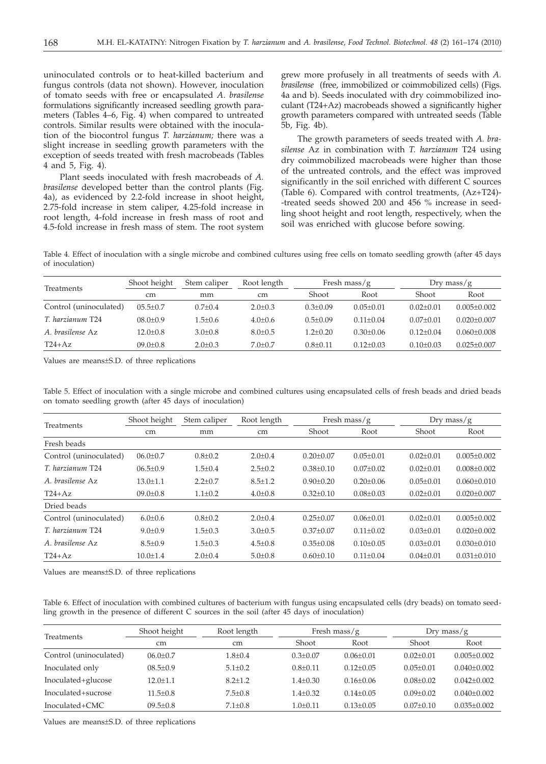uninoculated controls or to heat-killed bacterium and fungus controls (data not shown). However, inoculation of tomato seeds with free or encapsulated *A. brasilense* formulations significantly increased seedling growth parameters (Tables 4–6, Fig. 4) when compared to untreated controls. Similar results were obtained with the inoculation of the biocontrol fungus *T. harzianum;* there was a slight increase in seedling growth parameters with the exception of seeds treated with fresh macrobeads (Tables 4 and 5, Fig. 4).

Plant seeds inoculated with fresh macrobeads of *A. brasilense* developed better than the control plants (Fig. 4a), as evidenced by 2.2-fold increase in shoot height, 2.75-fold increase in stem caliper, 4.25-fold increase in root length, 4-fold increase in fresh mass of root and 4.5-fold increase in fresh mass of stem. The root system grew more profusely in all treatments of seeds with *A. brasilense* (free, immobilized or coimmobilized cells) (Figs. 4a and b). Seeds inoculated with dry coimmobilized inoculant (T24+Az) macrobeads showed a significantly higher growth parameters compared with untreated seeds (Table 5b, Fig. 4b).

The growth parameters of seeds treated with *A. brasilense* Az in combination with *T. harzianum* T24 using dry coimmobilized macrobeads were higher than those of the untreated controls, and the effect was improved significantly in the soil enriched with different C sources (Table 6). Compared with control treatments, (Az+T24)-treated seeds showed 200 and 456 % increase in seedling shoot height and root length, respectively, when the soil was enriched with glucose before sowing.

Table 4. Effect of inoculation with a single microbe and combined cultures using free cells on tomato seedling growth (after 45 days of inoculation)

| Treatments | Shoot height | Stem caliper | Root length | Fresh mass/g | | Dry mass/g | |
|---|---|---|---|---|---|---|---|
| | cm | mm | cm | Shoot | Root | Shoot | Root |
| Control (uninoculated) | 05.5±0.7 | 0.7±0.4 | 2.0±0.3 | 0.3±0.09 | 0.05±0.01 | 0.02±0.01 | 0.005±0.002 |
| *T. harzianum* T24 | 08.0±0.9 | 1.5±0.6 | 4.0±0.6 | 0.5±0.09 | 0.11±0.04 | 0.07±0.01 | 0.020±0.007 |
| *A. brasilense* Az | 12.0±0.8 | 3.0±0.8 | 8.0±0.5 | 1.2±0.20 | 0.30±0.06 | 0.12±0.04 | 0.060±0.008 |
| T24+Az | 09.0±0.8 | 2.0±0.3 | 7.0±0.7 | 0.8±0.11 | 0.12±0.03 | 0.10±0.03 | 0.025±0.007 |

Values are means±S.D. of three replications

Table 5. Effect of inoculation with a single microbe and combined cultures using encapsulated cells of fresh beads and dried beads on tomato seedling growth (after 45 days of inoculation)

| Treatments | Shoot height | Stem caliper | Root length | Fresh mass/g | | Dry mass/g | |
|---|---|---|---|---|---|---|---|
| | cm | mm | cm | Shoot | Root | Shoot | Root |
| Fresh beads | | | | | | | |
| Control (uninoculated) | 06.0±0.7 | 0.8±0.2 | 2.0±0.4 | 0.20±0.07 | 0.05±0.01 | 0.02±0.01 | 0.005±0.002 |
| *T. harzianum* T24 | 06.5±0.9 | 1.5±0.4 | 2.5±0.2 | 0.38±0.10 | 0.07±0.02 | 0.02±0.01 | 0.008±0.002 |
| *A. brasilense* Az | 13.0±1.1 | 2.2±0.7 | 8.5±1.2 | 0.90±0.20 | 0.20±0.06 | 0.05±0.01 | 0.060±0.010 |
| T24+Az | 09.0±0.8 | 1.1±0.2 | 4.0±0.8 | 0.32±0.10 | 0.08±0.03 | 0.02±0.01 | 0.020±0.007 |
| Dried beads | | | | | | | |
| Control (uninoculated) | 6.0±0.6 | 0.8±0.2 | 2.0±0.4 | 0.25±0.07 | 0.06±0.01 | 0.02±0.01 | 0.005±0.002 |
| *T. harzianum* T24 | 9.0±0.9 | 1.5±0.3 | 3.0±0.5 | 0.37±0.07 | 0.11±0.02 | 0.03±0.01 | 0.020±0.002 |
| *A. brasilense* Az | 8.5±0.9 | 1.5±0.3 | 4.5±0.8 | 0.35±0.08 | 0.10±0.05 | 0.03±0.01 | 0.030±0.010 |
| T24+Az | 10.0±1.4 | 2.0±0.4 | 5.0±0.8 | 0.60±0.10 | 0.11±0.04 | 0.04±0.01 | 0.031±0.010 |

Values are means±S.D. of three replications

Table 6. Effect of inoculation with combined cultures of bacterium with fungus using encapsulated cells (dry beads) on tomato seedling growth in the presence of different C sources in the soil (after 45 days of inoculation)

| Treatments | Shoot height | Root length | Fresh mass/g | | Dry mass/g | |
|---|---|---|---|---|---|---|
| | cm | cm | Shoot | Root | Shoot | Root |
| Control (uninoculated) | 06.0±0.7 | 1.8±0.4 | 0.3±0.07 | 0.06±0.01 | 0.02±0.01 | 0.005±0.002 |
| Inoculated only | 08.5±0.9 | 5.1±0.2 | 0.8±0.11 | 0.12±0.05 | 0.05±0.01 | 0.040±0.002 |
| Inoculated+glucose | 12.0±1.1 | 8.2±1.2 | 1.4±0.30 | 0.16±0.06 | 0.08±0.02 | 0.042±0.002 |
| Inoculated+sucrose | 11.5±0.8 | 7.5±0.8 | 1.4±0.32 | 0.14±0.05 | 0.09±0.02 | 0.040±0.002 |
| Inoculated+CMC | 09.5±0.8 | 7.1±0.8 | 1.0±0.11 | 0.13±0.05 | 0.07±0.10 | 0.035±0.002 |

Values are means±S.D. of three replications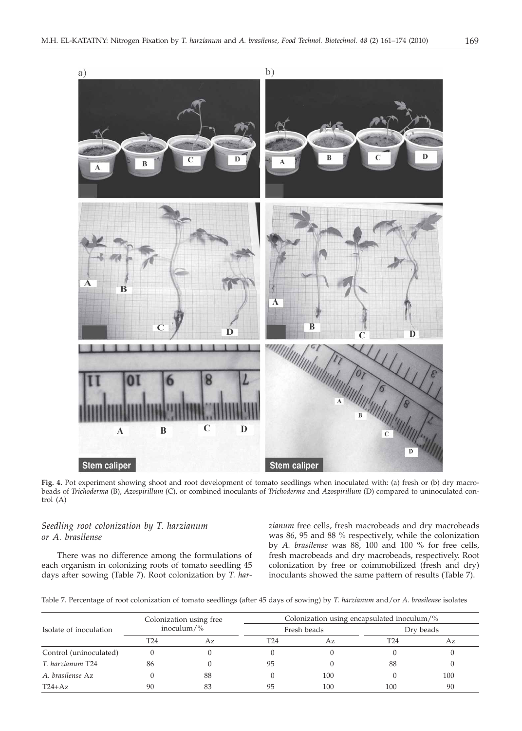**Fig. 4.** Pot experiment showing shoot and root development of tomato seedlings when inoculated with: (a) fresh or (b) dry macrobeads of *Trichoderma* (B), *Azospirillum* (C), or combined inoculants of *Trichoderma* and *Azospirillum* (D) compared to uninoculated control (A)

### *Seedling root colonization by T. harzianum or A. brasilense*

There was no difference among the formulations of each organism in colonizing roots of tomato seedling 45 days after sowing (Table 7). Root colonization by *T. harzianum* free cells, fresh macrobeads and dry macrobeads was 86, 95 and 88 % respectively, while the colonization by *A. brasilense* was 88, 100 and 100 % for free cells, fresh macrobeads and dry macrobeads, respectively. Root colonization by free or coimmobilized (fresh and dry) inoculants showed the same pattern of results (Table 7).

Table 7. Percentage of root colonization of tomato seedlings (after 45 days of sowing) by *T. harzianum* and/or *A. brasilense* isolates

| Isolate of inoculation | Colonization using free inoculum/% | | Colonization using encapsulated inoculum/% | | | |
|---|---|---|---|---|---|---|
| | | | Fresh beads | | Dry beads | |
| | T24 | Az | T24 | Az | T24 | Az |
| Control (uninoculated) | 0 | 0 | 0 | 0 | 0 | 0 |
| *T. harzianum* T24 | 86 | 0 | 95 | 0 | 88 | 0 |
| *A. brasilense* Az | 0 | 88 | 0 | 100 | 0 | 100 |
| T24+Az | 90 | 83 | 95 | 100 | 100 | 90 |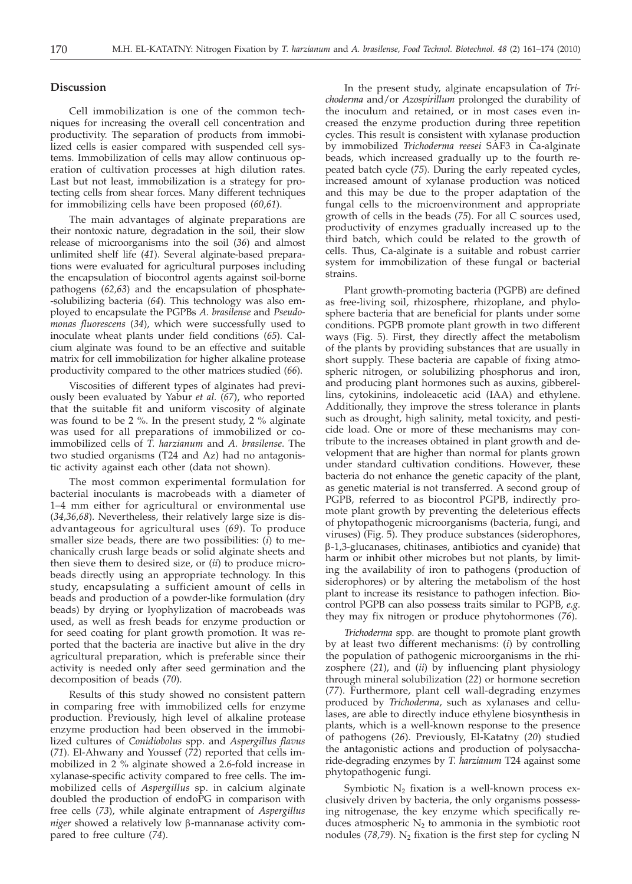## Discussion

Cell immobilization is one of the common techniques for increasing the overall cell concentration and productivity. The separation of products from immobilized cells is easier compared with suspended cell systems. Immobilization of cells may allow continuous operation of cultivation processes at high dilution rates. Last but not least, immobilization is a strategy for protecting cells from shear forces. Many different techniques for immobilizing cells have been proposed (*60,61*).

The main advantages of alginate preparations are their nontoxic nature, degradation in the soil, their slow release of microorganisms into the soil (*36*) and almost unlimited shelf life (*41*). Several alginate-based preparations were evaluated for agricultural purposes including the encapsulation of biocontrol agents against soil-borne pathogens (*62,63*) and the encapsulation of phosphate-solubilizing bacteria (*64*). This technology was also employed to encapsulate the PGPBs *A. brasilense* and *Pseudomonas fluorescens* (*34*), which were successfully used to inoculate wheat plants under field conditions (*65*). Calcium alginate was found to be an effective and suitable matrix for cell immobilization for higher alkaline protease productivity compared to the other matrices studied (*66*).

Viscosities of different types of alginates had previously been evaluated by Yabur *et al.* (*67*), who reported that the suitable fit and uniform viscosity of alginate was found to be 2 %. In the present study, 2 % alginate was used for all preparations of immobilized or co-immobilized cells of *T. harzianum* and *A. brasilense*. The two studied organisms (T24 and Az) had no antagonistic activity against each other (data not shown).

The most common experimental formulation for bacterial inoculants is macrobeads with a diameter of 1–4 mm either for agricultural or environmental use (*34,36,68*). Nevertheless, their relatively large size is disadvantageous for agricultural uses (*69*). To produce smaller size beads, there are two possibilities: (*i*) to mechanically crush large beads or solid alginate sheets and then sieve them to desired size, or (*ii*) to produce microbeads directly using an appropriate technology. In this study, encapsulating a sufficient amount of cells in beads and production of a powder-like formulation (dry beads) by drying or lyophylization of macrobeads was used, as well as fresh beads for enzyme production or for seed coating for plant growth promotion. It was reported that the bacteria are inactive but alive in the dry agricultural preparation, which is preferable since their activity is needed only after seed germination and the decomposition of beads (*70*).

Results of this study showed no consistent pattern in comparing free with immobilized cells for enzyme production. Previously, high level of alkaline protease enzyme production had been observed in the immobilized cultures of *Conidiobolus* spp. and *Aspergillus flavus* (*71*). El-Ahwany and Youssef (*72*) reported that cells immobilized in 2 % alginate showed a 2.6-fold increase in xylanase-specific activity compared to free cells. The immobilized cells of *Aspergillus* sp. in calcium alginate doubled the production of endoPG in comparison with free cells (*73*), while alginate entrapment of *Aspergillus niger* showed a relatively low β-mannanase activity compared to free culture (*74*).

In the present study, alginate encapsulation of *Trichoderma* and/or *Azospirillum* prolonged the durability of the inoculum and retained, or in most cases even increased the enzyme production during three repetition cycles. This result is consistent with xylanase production by immobilized *Trichoderma reesei* SAF3 in Ca-alginate beads, which increased gradually up to the fourth repeated batch cycle (*75*). During the early repeated cycles, increased amount of xylanase production was noticed and this may be due to the proper adaptation of the fungal cells to the microenvironment and appropriate growth of cells in the beads (*75*). For all C sources used, productivity of enzymes gradually increased up to the third batch, which could be related to the growth of cells. Thus, Ca-alginate is a suitable and robust carrier system for immobilization of these fungal or bacterial strains.

Plant growth-promoting bacteria (PGPB) are defined as free-living soil, rhizosphere, rhizoplane, and phylosphere bacteria that are beneficial for plants under some conditions. PGPB promote plant growth in two different ways (Fig. 5). First, they directly affect the metabolism of the plants by providing substances that are usually in short supply. These bacteria are capable of fixing atmospheric nitrogen, or solubilizing phosphorus and iron, and producing plant hormones such as auxins, gibberellins, cytokinins, indoleacetic acid (IAA) and ethylene. Additionally, they improve the stress tolerance in plants such as drought, high salinity, metal toxicity, and pesticide load. One or more of these mechanisms may contribute to the increases obtained in plant growth and development that are higher than normal for plants grown under standard cultivation conditions. However, these bacteria do not enhance the genetic capacity of the plant, as genetic material is not transferred. A second group of PGPB, referred to as biocontrol PGPB, indirectly promote plant growth by preventing the deleterious effects of phytopathogenic microorganisms (bacteria, fungi, and viruses) (Fig. 5). They produce substances (siderophores, β-1,3-glucanases, chitinases, antibiotics and cyanide) that harm or inhibit other microbes but not plants, by limiting the availability of iron to pathogens (production of siderophores) or by altering the metabolism of the host plant to increase its resistance to pathogen infection. Biocontrol PGPB can also possess traits similar to PGPB, *e.g.* they may fix nitrogen or produce phytohormones (*76*).

*Trichoderma* spp. are thought to promote plant growth by at least two different mechanisms: (*i*) by controlling the population of pathogenic microorganisms in the rhizosphere (*21*), and (*ii*) by influencing plant physiology through mineral solubilization (*22*) or hormone secretion (*77*). Furthermore, plant cell wall-degrading enzymes produced by *Trichoderma*, such as xylanases and cellulases, are able to directly induce ethylene biosynthesis in plants, which is a well-known response to the presence of pathogens (*26*). Previously, El-Katatny (*20*) studied the antagonistic actions and production of polysaccharide-degrading enzymes by *T. harzianum* T24 against some phytopathogenic fungi.

Symbiotic $N_2$ fixation is a well-known process exclusively driven by bacteria, the only organisms possessing nitrogenase, the key enzyme which specifically reduces atmospheric $N_2$ to ammonia in the symbiotic root nodules (*78,79*). $N_2$ fixation is the first step for cycling N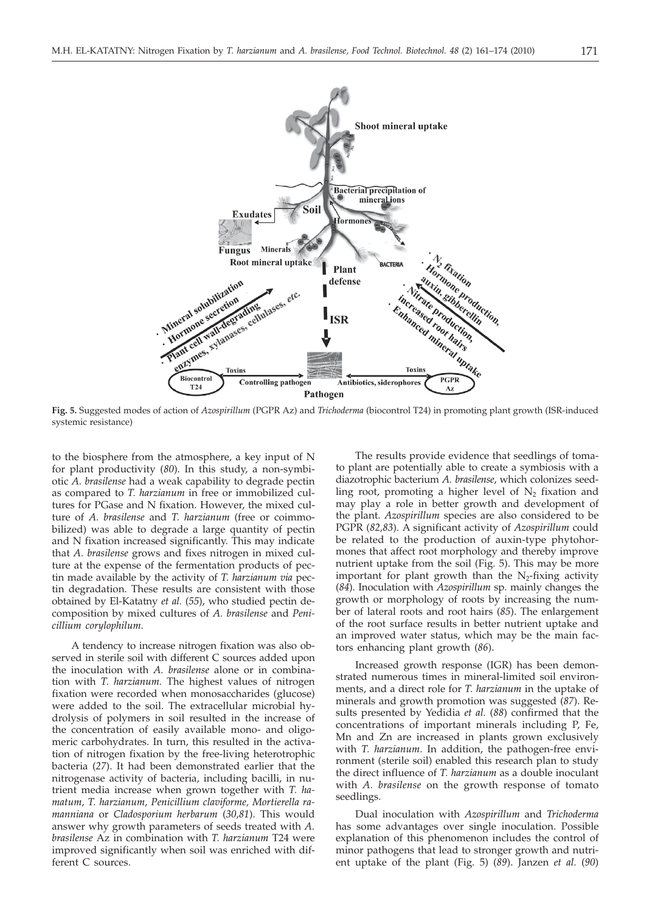**Fig. 5.** Suggested modes of action of *Azospirillum* (PGPR Az) and *Trichoderma* (biocontrol T24) in promoting plant growth (ISR-induced systemic resistance)

to the biosphere from the atmosphere, a key input of N for plant productivity (*80*). In this study, a non-symbiotic *A. brasilense* had a weak capability to degrade pectin as compared to *T. harzianum* in free or immobilized cultures for PGase and N fixation. However, the mixed culture of *A. brasilense* and *T. harzianum* (free or coimmobilized) was able to degrade a large quantity of pectin and N fixation increased significantly. This may indicate that *A. brasilense* grows and fixes nitrogen in mixed culture at the expense of the fermentation products of pectin made available by the activity of *T. harzianum via* pectin degradation. These results are consistent with those obtained by El-Katatny *et al.* (*55*), who studied pectin decomposition by mixed cultures of *A. brasilense* and *Penicillium corylophilum.*

A tendency to increase nitrogen fixation was also observed in sterile soil with different C sources added upon the inoculation with *A. brasilense* alone or in combination with *T. harzianum.* The highest values of nitrogen fixation were recorded when monosaccharides (glucose) were added to the soil. The extracellular microbial hydrolysis of polymers in soil resulted in the increase of the concentration of easily available mono- and oligomeric carbohydrates. In turn, this resulted in the activation of nitrogen fixation by the free-living heterotrophic bacteria (*27*). It had been demonstrated earlier that the nitrogenase activity of bacteria, including bacilli, in nutrient media increase when grown together with *T. hamatum, T. harzianum, Penicillium claviforme, Mortierella ramanniana* or *Cladosporium herbarum* (*30,81*). This would answer why growth parameters of seeds treated with *A. brasilense* Az in combination with *T. harzianum* T24 were improved significantly when soil was enriched with different C sources.

The results provide evidence that seedlings of tomato plant are potentially able to create a symbiosis with a diazotrophic bacterium *A. brasilense*, which colonizes seedling root, promoting a higher level of $N_2$ fixation and may play a role in better growth and development of the plant. *Azospirillum* species are also considered to be PGPR (*82,83*). A significant activity of *Azospirillum* could be related to the production of auxin-type phytohormones that affect root morphology and thereby improve nutrient uptake from the soil (Fig. 5). This may be more important for plant growth than the $N_2$-fixing activity (*84*). Inoculation with *Azospirillum* sp. mainly changes the growth or morphology of roots by increasing the number of lateral roots and root hairs (*85*). The enlargement of the root surface results in better nutrient uptake and an improved water status, which may be the main factors enhancing plant growth (*86*).

Increased growth response (IGR) has been demonstrated numerous times in mineral-limited soil environments, and a direct role for *T. harzianum* in the uptake of minerals and growth promotion was suggested (*87*). Results presented by Yedidia *et al.* (*88*) confirmed that the concentrations of important minerals including P, Fe, Mn and Zn are increased in plants grown exclusively with *T. harzianum*. In addition, the pathogen-free environment (sterile soil) enabled this research plan to study the direct influence of *T. harzianum* as a double inoculant with *A. brasilense* on the growth response of tomato seedlings.

Dual inoculation with *Azospirillum* and *Trichoderma* has some advantages over single inoculation. Possible explanation of this phenomenon includes the control of minor pathogens that lead to stronger growth and nutrient uptake of the plant (Fig. 5) (*89*). Janzen *et al.* (*90*)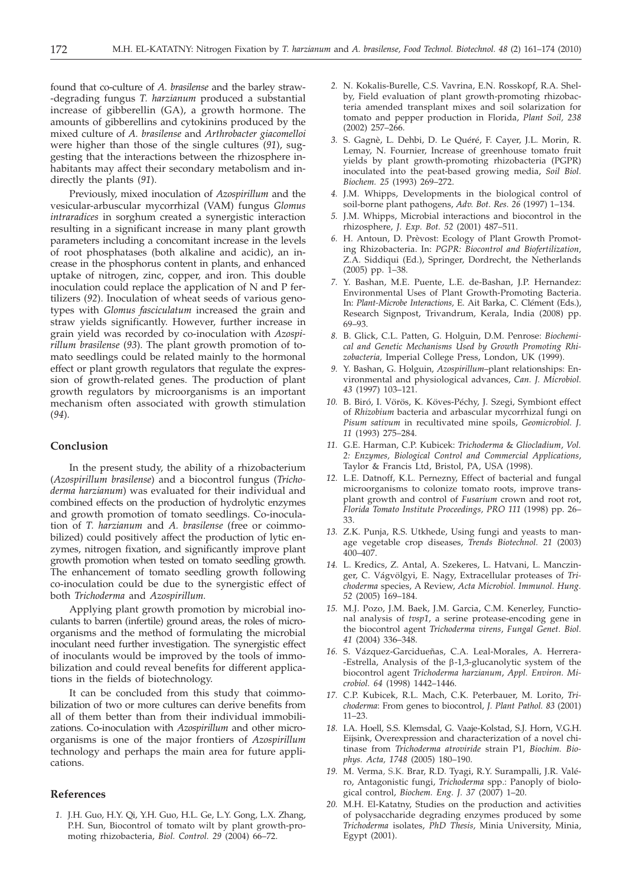found that co-culture of *A. brasilense* and the barley straw-degrading fungus *T. harzianum* produced a substantial increase of gibberellin (GA), a growth hormone. The amounts of gibberellins and cytokinins produced by the mixed culture of *A. brasilense* and *Arthrobacter giacomelloi* were higher than those of the single cultures (*91*), suggesting that the interactions between the rhizosphere inhabitants may affect their secondary metabolism and indirectly the plants (*91*).

Previously, mixed inoculation of *Azospirillum* and the vesicular-arbuscular mycorrhizal (VAM) fungus *Glomus intraradices* in sorghum created a synergistic interaction resulting in a significant increase in many plant growth parameters including a concomitant increase in the levels of root phosphatases (both alkaline and acidic), an increase in the phosphorus content in plants, and enhanced uptake of nitrogen, zinc, copper, and iron. This double inoculation could replace the application of N and P fertilizers (*92*). Inoculation of wheat seeds of various genotypes with *Glomus fasciculatum* increased the grain and straw yields significantly. However, further increase in grain yield was recorded by co-inoculation with *Azospirillum brasilense* (*93*). The plant growth promotion of tomato seedlings could be related mainly to the hormonal effect or plant growth regulators that regulate the expression of growth-related genes. The production of plant growth regulators by microorganisms is an important mechanism often associated with growth stimulation (*94*).

## Conclusion

In the present study, the ability of a rhizobacterium (*Azospirillum brasilense*) and a biocontrol fungus (*Trichoderma harzianum*) was evaluated for their individual and combined effects on the production of hydrolytic enzymes and growth promotion of tomato seedlings. Co-inoculation of *T. harzianum* and *A. brasilense* (free or coimmobilized) could positively affect the production of lytic enzymes, nitrogen fixation, and significantly improve plant growth promotion when tested on tomato seedling growth. The enhancement of tomato seedling growth following co-inoculation could be due to the synergistic effect of both *Trichoderma* and *Azospirillum.*

Applying plant growth promotion by microbial inoculants to barren (infertile) ground areas, the roles of microorganisms and the method of formulating the microbial inoculant need further investigation. The synergistic effect of inoculants would be improved by the tools of immobilization and could reveal benefits for different applications in the fields of biotechnology.

It can be concluded from this study that coimmobilization of two or more cultures can derive benefits from all of them better than from their individual immobilizations. Co-inoculation with *Azospirillum* and other microorganisms is one of the major frontiers of *Azospirillum* technology and perhaps the main area for future applications.

## References

1. J.H. Guo, H.Y. Qi, Y.H. Guo, H.L. Ge, L.Y. Gong, L.X. Zhang, P.H. Sun, Biocontrol of tomato wilt by plant growth-promoting rhizobacteria, *Biol. Control. 29* (2004) 66–72.
2. N. Kokalis-Burelle, C.S. Vavrina, E.N. Rosskopf, R.A. Shelby, Field evaluation of plant growth-promoting rhizobacteria amended transplant mixes and soil solarization for tomato and pepper production in Florida, *Plant Soil, 238* (2002) 257–266.
3. S. Gagnè, L. Dehbi, D. Le Quéré, F. Cayer, J.L. Morin, R. Lemay, N. Fournier, Increase of greenhouse tomato fruit yields by plant growth-promoting rhizobacteria (PGPR) inoculated into the peat-based growing media, *Soil Biol. Biochem. 25* (1993) 269–272.
4. J.M. Whipps, Developments in the biological control of soil-borne plant pathogens, *Adv. Bot. Res. 26* (1997) 1–134.
5. J.M. Whipps, Microbial interactions and biocontrol in the rhizosphere, *J. Exp. Bot. 52* (2001) 487–511.
6. H. Antoun, D. Prèvost: Ecology of Plant Growth Promoting Rhizobacteria. In: *PGPR: Biocontrol and Biofertilization*, Z.A. Siddiqui (Ed.), Springer, Dordrecht, the Netherlands (2005) pp. 1–38.
7. Y. Bashan, M.E. Puente, L.E. de-Bashan, J.P. Hernandez: Environmental Uses of Plant Growth-Promoting Bacteria. In: *Plant-Microbe Interactions*, E. Ait Barka, C. Clément (Eds.), Research Signpost, Trivandrum, Kerala, India (2008) pp. 69–93.
8. B. Glick, C.L. Patten, G. Holguin, D.M. Penrose: *Biochemical and Genetic Mechanisms Used by Growth Promoting Rhizobacteria*, Imperial College Press, London, UK (1999).
9. Y. Bashan, G. Holguin, *Azospirillum*–plant relationships: Environmental and physiological advances, *Can. J. Microbiol. 43* (1997) 103–121.
10. B. Biró, I. Vörös, K. Köves-Péchy, J. Szegi, Symbiont effect of *Rhizobium* bacteria and arbascular mycorrhizal fungi on *Pisum sativum* in recultivated mine spoils, *Geomicrobiol. J. 11* (1993) 275–284.
11. G.E. Harman, C.P. Kubicek: *Trichoderma* & *Gliocladium*, *Vol. 2: Enzymes, Biological Control and Commercial Applications*, Taylor & Francis Ltd, Bristol, PA, USA (1998).
12. L.E. Datnoff, K.L. Pernezny, Effect of bacterial and fungal microorganisms to colonize tomato roots, improve transplant growth and control of *Fusarium* crown and root rot, *Florida Tomato Institute Proceedings, PRO 111* (1998) pp. 26–33.
13. Z.K. Punja, R.S. Utkhede, Using fungi and yeasts to manage vegetable crop diseases, *Trends Biotechnol. 21* (2003) 400–407.
14. L. Kredics, Z. Antal, A. Szekeres, L. Hatvani, L. Manczinger, C. Vágvölgyi, E. Nagy, Extracellular proteases of *Trichoderma* species, A Review, *Acta Microbiol. Immunol. Hung. 52* (2005) 169–184.
15. M.J. Pozo, J.M. Baek, J.M. Garcia, C.M. Kenerley, Functional analysis of *tvsp1*, a serine protease-encoding gene in the biocontrol agent *Trichoderma virens*, *Fungal Genet. Biol. 41* (2004) 336–348.
16. S. Vázquez-Garcidueñas, C.A. Leal-Morales, A. Herrera-Estrella, Analysis of the β-1,3-glucanolytic system of the biocontrol agent *Trichoderma harzianum*, *Appl. Environ. Microbiol. 64* (1998) 1442–1446.
17. C.P. Kubicek, R.L. Mach, C.K. Peterbauer, M. Lorito, *Trichoderma*: From genes to biocontrol, *J. Plant Pathol. 83* (2001) 11–23.
18. I.A. Hoell, S.S. Klemsdal, G. Vaaje-Kolstad, S.J. Horn, V.G.H. Eijsink, Overexpression and characterization of a novel chitinase from *Trichoderma atroviride* strain P1, *Biochim. Biophys. Acta, 1748* (2005) 180–190.
19. M. Verma, S.K. Brar, R.D. Tyagi, R.Y. Surampalli, J.R. Valéro, Antagonistic fungi, *Trichoderma* spp.: Panoply of biological control, *Biochem. Eng. J. 37* (2007) 1–20.
20. M.H. El-Katatny, Studies on the production and activities of polysaccharide degrading enzymes produced by some *Trichoderma* isolates, *PhD Thesis*, Minia University, Minia, Egypt (2001).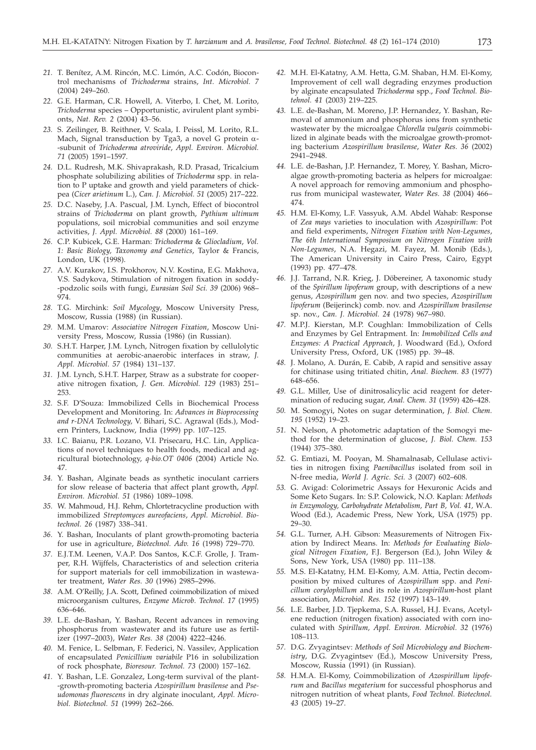21. T. Benítez, A.M. Rincón, M.C. Limón, A.C. Codón, Biocontrol mechanisms of *Trichoderma* strains, *Int. Microbiol. 7* (2004) 249–260.

22. G.E. Harman, C.R. Howell, A. Viterbo, I. Chet, M. Lorito, *Trichoderma* species – Opportunistic, avirulent plant symbionts, *Nat. Rev. 2* (2004) 43–56.

23. S. Zeilinger, B. Reithner, V. Scala, I. Peissl, M. Lorito, R.L. Mach, Signal transduction by Tga3, a novel G protein α-subunit of *Trichoderma atroviride*, *Appl. Environ. Microbiol. 71* (2005) 1591–1597.

24. D.L. Rudresh, M.K. Shivaprakash, R.D. Prasad, Tricalcium phosphate solubilizing abilities of *Trichoderma* spp. in relation to P uptake and growth and yield parameters of chickpea (*Cicer arietinum* L.), *Can. J. Microbiol. 51* (2005) 217–222.

25. D.C. Naseby, J.A. Pascual, J.M. Lynch, Effect of biocontrol strains of *Trichoderma* on plant growth, *Pythium ultimum* populations, soil microbial communities and soil enzyme activities, *J. Appl. Microbiol. 88* (2000) 161–169.

26. C.P. Kubicek, G.E. Harman: *Trichoderma* & *Gliocladium*, *Vol. 1: Basic Biology, Taxonomy and Genetics*, Taylor & Francis, London, UK (1998).

27. A.V. Kurakov, I.S. Prokhorov, N.V. Kostina, E.G. Makhova, V.S. Sadykova, Stimulation of nitrogen fixation in soddy-podzolic soils with fungi, *Eurasian Soil Sci. 39* (2006) 968–974.

28. T.G. Mirchink: *Soil Mycology*, Moscow University Press, Moscow, Russia (1988) (in Russian).

29. M.M. Umarov: *Associative Nitrogen Fixation*, Moscow University Press, Moscow, Russia (1986) (in Russian).

30. S.H.T. Harper, J.M. Lynch, Nitrogen fixation by cellulolytic communities at aerobic-anaerobic interfaces in straw, *J. Appl. Microbiol. 57* (1984) 131–137.

31. J.M. Lynch, S.H.T. Harper, Straw as a substrate for cooperative nitrogen fixation, *J. Gen. Microbiol. 129* (1983) 251–253.

32. S.F. D'Souza: Immobilized Cells in Biochemical Process Development and Monitoring. In: *Advances in Bioprocessing and r-DNA Technology*, V. Bihari, S.C. Agrawal (Eds.), Modern Printers, Lucknow, India (1999) pp. 107–125.

33. I.C. Baianu, P.R. Lozano, V.I. Prisecaru, H.C. Lin, Applications of novel techniques to health foods, medical and agricultural biotechnology, *q-bio.OT 0406* (2004) Article No. 47.

34. Y. Bashan, Alginate beads as synthetic inoculant carriers for slow release of bacteria that affect plant growth, *Appl. Environ. Microbiol. 51* (1986) 1089–1098.

35. W. Mahmoud, H.J. Rehm, Chlortetracycline production with immobilized *Streptomyces aureofaciens*, *Appl. Microbiol. Biotechnol. 26* (1987) 338–341.

36. Y. Bashan, Inoculants of plant growth-promoting bacteria for use in agriculture, *Biotechnol. Adv. 16* (1998) 729–770.

37. E.J.T.M. Leenen, V.A.P. Dos Santos, K.C.F. Grolle, J. Tramper, R.H. Wijffels, Characteristics of and selection criteria for support materials for cell immobilization in wastewater treatment, *Water Res. 30* (1996) 2985–2996.

38. A.M. O'Reilly, J.A. Scott, Defined coimmobilization of mixed microorganism cultures, *Enzyme Microb. Technol. 17* (1995) 636–646.

39. L.E. de-Bashan, Y. Bashan, Recent advances in removing phosphorus from wastewater and its future use as fertilizer (1997–2003), *Water Res. 38* (2004) 4222–4246.

40. M. Fenice, L. Selbman, F. Federici, N. Vassilev, Application of encapsulated *Penicillium variabile* P16 in solubilization of rock phosphate, *Bioresour. Technol. 73* (2000) 157–162.

41. Y. Bashan, L.E. Gonzalez, Long-term survival of the plant-growth-promoting bacteria *Azospirillum brasilense* and *Pseudomonas fluorescens* in dry alginate inoculant, *Appl. Microbiol. Biotechnol. 51* (1999) 262–266.

42. M.H. El-Katatny, A.M. Hetta, G.M. Shaban, H.M. El-Komy, Improvement of cell wall degrading enzymes production by alginate encapsulated *Trichoderma* spp., *Food Technol. Biotehnol. 41* (2003) 219–225.

43. L.E. de-Bashan, M. Moreno, J.P. Hernandez, Y. Bashan, Removal of ammonium and phosphorus ions from synthetic wastewater by the microalgae *Chlorella vulgaris* coimmobilized in alginate beads with the microalgae growth-promoting bacterium *Azospirillum brasilense*, *Water Res. 36* (2002) 2941–2948.

44. L.E. de-Bashan, J.P. Hernandez, T. Morey, Y. Bashan, Microalgae growth-promoting bacteria as helpers for microalgae: A novel approach for removing ammonium and phosphorus from municipal wastewater, *Water Res. 38* (2004) 466–474.

45. H.M. El-Komy, L.F. Vassyuk, A.M. Abdel Wahab: Response of *Zea mays* varieties to inoculation with *Azospirillum*: Pot and field experiments, *Nitrogen Fixation with Non-Legumes, The 6th International Symposium on Nitrogen Fixation with Non-Legumes*, N.A. Hegazi, M. Fayez, M. Monib (Eds.), The American University in Cairo Press, Cairo, Egypt (1993) pp. 477–478.

46. J.J. Tarrand, N.R. Krieg, J. Döbereiner, A taxonomic study of the *Spirillum lipoferum* group, with descriptions of a new genus, *Azospirillum* gen nov. and two species, *Azospirillum lipoferum* (Beijerinck) comb. nov. and *Azospirillum brasilense* sp. nov., *Can. J. Microbiol. 24* (1978) 967–980.

47. M.P.J. Kierstan, M.P. Coughlan: Immobilization of Cells and Enzymes by Gel Entrapment. In: *Immobilized Cells and Enzymes: A Practical Approach*, J. Woodward (Ed.), Oxford University Press, Oxford, UK (1985) pp. 39–48.

48. J. Molano, A. Durán, E. Cabib, A rapid and sensitive assay for chitinase using tritiated chitin, *Anal. Biochem. 83* (1977) 648–656.

49. G.L. Miller, Use of dinitrosalicylic acid reagent for determination of reducing sugar, *Anal. Chem. 31* (1959) 426–428.

50. M. Somogyi, Notes on sugar determination, *J. Biol. Chem. 195* (1952) 19–23.

51. N. Nelson, A photometric adaptation of the Somogyi method for the determination of glucose, *J. Biol. Chem. 153* (1944) 375–380.

52. G. Emtiazi, M. Pooyan, M. Shamalnasab, Cellulase activities in nitrogen fixing *Paenibacillus* isolated from soil in N-free media, *World J. Agric. Sci. 3* (2007) 602–608.

53. G. Avigad: Colorimetric Assays for Hexuronic Acids and Some Keto Sugars. In: S.P. Colowick, N.O. Kaplan: *Methods in Enzymology, Carbohydrate Metabolism, Part B, Vol. 41*, W.A. Wood (Ed.), Academic Press, New York, USA (1975) pp. 29–30.

54. G.L. Turner, A.H. Gibson: Measurements of Nitrogen Fixation by Indirect Means. In: *Methods for Evaluating Biological Nitrogen Fixation*, F.J. Bergerson (Ed.), John Wiley & Sons, New York, USA (1980) pp. 111–138.

55. M.S. El-Katatny, H.M. El-Komy, A.M. Attia, Pectin decomposition by mixed cultures of *Azospirillum* spp. and *Penicillum corylophillum* and its role in *Azospirillum*-host plant association, *Microbiol. Res. 152* (1997) 143–149.

56. L.E. Barber, J.D. Tjepkema, S.A. Russel, H.J. Evans, Acetylene reduction (nitrogen fixation) associated with corn inoculated with *Spirillum*, *Appl. Environ. Microbiol. 32* (1976) 108–113.

57. D.G. Zvyagintsev: *Methods of Soil Microbiology and Biochemistry*, D.G. Zvyagintsev (Ed.), Moscow University Press, Moscow, Russia (1991) (in Russian).

58. H.M.A. El-Komy, Coimmobilization of *Azospirillum lipoferum* and *Bacillus megaterium* for successful phosphorus and nitrogen nutrition of wheat plants, *Food Technol. Biotechnol. 43* (2005) 19–27.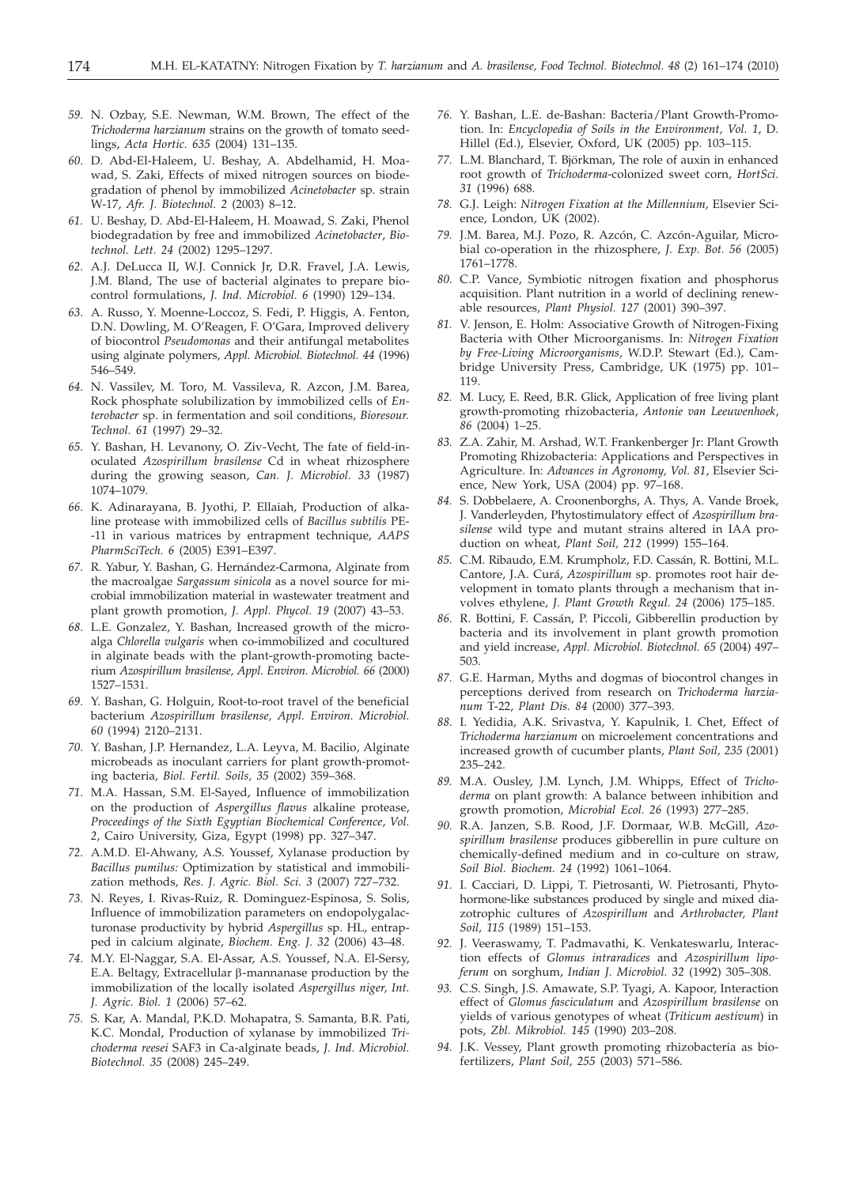*59.* N. Ozbay, S.E. Newman, W.M. Brown, The effect of the *Trichoderma harzianum* strains on the growth of tomato seedlings, *Acta Hortic. 635* (2004) 131–135.

*60.* D. Abd-El-Haleem, U. Beshay, A. Abdelhamid, H. Moawad, S. Zaki, Effects of mixed nitrogen sources on biodegradation of phenol by immobilized *Acinetobacter* sp. strain W-17, *Afr. J. Biotechnol. 2* (2003) 8–12.

*61.* U. Beshay, D. Abd-El-Haleem, H. Moawad, S. Zaki, Phenol biodegradation by free and immobilized *Acinetobacter*, *Biotechnol. Lett. 24* (2002) 1295–1297.

*62.* A.J. DeLucca II, W.J. Connick Jr, D.R. Fravel, J.A. Lewis, J.M. Bland, The use of bacterial alginates to prepare biocontrol formulations, *J. Ind. Microbiol. 6* (1990) 129–134.

*63.* A. Russo, Y. Moenne-Loccoz, S. Fedi, P. Higgis, A. Fenton, D.N. Dowling, M. O'Reagen, F. O'Gara, Improved delivery of biocontrol *Pseudomonas* and their antifungal metabolites using alginate polymers, *Appl. Microbiol. Biotechnol. 44* (1996) 546–549.

*64.* N. Vassilev, M. Toro, M. Vassileva, R. Azcon, J.M. Barea, Rock phosphate solubilization by immobilized cells of *Enterobacter* sp. in fermentation and soil conditions, *Bioresour. Technol. 61* (1997) 29–32.

*65.* Y. Bashan, H. Levanony, O. Ziv-Vecht, The fate of field-inoculated *Azospirillum brasilense* Cd in wheat rhizosphere during the growing season, *Can. J. Microbiol. 33* (1987) 1074–1079.

*66.* K. Adinarayana, B. Jyothi, P. Ellaiah, Production of alkaline protease with immobilized cells of *Bacillus subtilis* PE-11 in various matrices by entrapment technique, *AAPS PharmSciTech. 6* (2005) E391–E397.

*67.* R. Yabur, Y. Bashan, G. Hernández-Carmona, Alginate from the macroalgae *Sargassum sinicola* as a novel source for microbial immobilization material in wastewater treatment and plant growth promotion, *J. Appl. Phycol. 19* (2007) 43–53.

*68.* L.E. Gonzalez, Y. Bashan, Increased growth of the microalga *Chlorella vulgaris* when co-immobilized and cocultured in alginate beads with the plant-growth-promoting bacterium *Azospirillum brasilense*, *Appl. Environ. Microbiol. 66* (2000) 1527–1531.

*69.* Y. Bashan, G. Holguin, Root-to-root travel of the beneficial bacterium *Azospirillum brasilense*, *Appl. Environ. Microbiol. 60* (1994) 2120–2131.

*70.* Y. Bashan, J.P. Hernandez, L.A. Leyva, M. Bacilio, Alginate microbeads as inoculant carriers for plant growth-promoting bacteria, *Biol. Fertil. Soils, 35* (2002) 359–368.

*71.* M.A. Hassan, S.M. El-Sayed, Influence of immobilization on the production of *Aspergillus flavus* alkaline protease, *Proceedings of the Sixth Egyptian Biochemical Conference*, *Vol. 2*, Cairo University, Giza, Egypt (1998) pp. 327–347.

*72.* A.M.D. El-Ahwany, A.S. Youssef, Xylanase production by *Bacillus pumilus:* Optimization by statistical and immobilization methods, *Res. J. Agric. Biol. Sci. 3* (2007) 727–732.

*73.* N. Reyes, I. Rivas-Ruiz, R. Dominguez-Espinosa, S. Solis, Influence of immobilization parameters on endopolygalacturonase productivity by hybrid *Aspergillus* sp. HL, entrapped in calcium alginate, *Biochem. Eng. J. 32* (2006) 43–48.

*74.* M.Y. El-Naggar, S.A. El-Assar, A.S. Youssef, N.A. El-Sersy, E.A. Beltagy, Extracellular β-mannanase production by the immobilization of the locally isolated *Aspergillus niger*, *Int. J. Agric. Biol. 1* (2006) 57–62.

*75.* S. Kar, A. Mandal, P.K.D. Mohapatra, S. Samanta, B.R. Pati, K.C. Mondal, Production of xylanase by immobilized *Trichoderma reesei* SAF3 in Ca-alginate beads, *J. Ind. Microbiol. Biotechnol. 35* (2008) 245–249.

*76.* Y. Bashan, L.E. de-Bashan: Bacteria/Plant Growth-Promotion. In: *Encyclopedia of Soils in the Environment*, *Vol. 1*, D. Hillel (Ed.), Elsevier, Oxford, UK (2005) pp. 103–115.

*77.* L.M. Blanchard, T. Björkman, The role of auxin in enhanced root growth of *Trichoderma*-colonized sweet corn, *HortSci. 31* (1996) 688.

*78.* G.J. Leigh: *Nitrogen Fixation at the Millennium*, Elsevier Science, London, UK (2002).

*79.* J.M. Barea, M.J. Pozo, R. Azcón, C. Azcón-Aguilar, Microbial co-operation in the rhizosphere, *J. Exp. Bot. 56* (2005) 1761–1778.

*80.* C.P. Vance, Symbiotic nitrogen fixation and phosphorus acquisition. Plant nutrition in a world of declining renewable resources, *Plant Physiol. 127* (2001) 390–397.

*81.* V. Jenson, E. Holm: Associative Growth of Nitrogen-Fixing Bacteria with Other Microorganisms. In: *Nitrogen Fixation by Free-Living Microorganisms*, W.D.P. Stewart (Ed.), Cambridge University Press, Cambridge, UK (1975) pp. 101–119.

*82.* M. Lucy, E. Reed, B.R. Glick, Application of free living plant growth-promoting rhizobacteria, *Antonie van Leeuwenhoek*, *86* (2004) 1–25.

*83.* Z.A. Zahir, M. Arshad, W.T. Frankenberger Jr: Plant Growth Promoting Rhizobacteria: Applications and Perspectives in Agriculture. In: *Advances in Agronomy, Vol. 81*, Elsevier Science, New York, USA (2004) pp. 97–168.

*84.* S. Dobbelaere, A. Croonenborghs, A. Thys, A. Vande Broek, J. Vanderleyden, Phytostimulatory effect of *Azospirillum brasilense* wild type and mutant strains altered in IAA production on wheat, *Plant Soil, 212* (1999) 155–164.

*85.* C.M. Ribaudo, E.M. Krumpholz, F.D. Cassán, R. Bottini, M.L. Cantore, J.A. Curá, *Azospirillum* sp. promotes root hair development in tomato plants through a mechanism that involves ethylene, *J. Plant Growth Regul. 24* (2006) 175–185.

*86.* R. Bottini, F. Cassán, P. Piccoli, Gibberellin production by bacteria and its involvement in plant growth promotion and yield increase, *Appl. Microbiol. Biotechnol. 65* (2004) 497–503.

*87.* G.E. Harman, Myths and dogmas of biocontrol changes in perceptions derived from research on *Trichoderma harzianum* T-22, *Plant Dis. 84* (2000) 377–393.

*88.* I. Yedidia, A.K. Srivastva, Y. Kapulnik, I. Chet, Effect of *Trichoderma harzianum* on microelement concentrations and increased growth of cucumber plants, *Plant Soil, 235* (2001) 235–242.

*89.* M.A. Ousley, J.M. Lynch, J.M. Whipps, Effect of *Trichoderma* on plant growth: A balance between inhibition and growth promotion, *Microbial Ecol. 26* (1993) 277–285.

*90.* R.A. Janzen, S.B. Rood, J.F. Dormaar, W.B. McGill, *Azospirillum brasilense* produces gibberellin in pure culture on chemically-defined medium and in co-culture on straw, *Soil Biol. Biochem. 24* (1992) 1061–1064.

*91.* I. Cacciari, D. Lippi, T. Pietrosanti, W. Pietrosanti, Phytohormone-like substances produced by single and mixed diazotrophic cultures of *Azospirillum* and *Arthrobacter, Plant Soil, 115* (1989) 151–153.

*92.* J. Veeraswamy, T. Padmavathi, K. Venkateswarlu, Interaction effects of *Glomus intraradices* and *Azospirillum lipoferum* on sorghum, *Indian J. Microbiol. 32* (1992) 305–308.

*93.* C.S. Singh, J.S. Amawate, S.P. Tyagi, A. Kapoor, Interaction effect of *Glomus fasciculatum* and *Azospirillum brasilense* on yields of various genotypes of wheat (*Triticum aestivum*) in pots, *Zbl. Mikrobiol. 145* (1990) 203–208.

*94.* J.K. Vessey, Plant growth promoting rhizobacteria as biofertilizers, *Plant Soil, 255* (2003) 571–586.